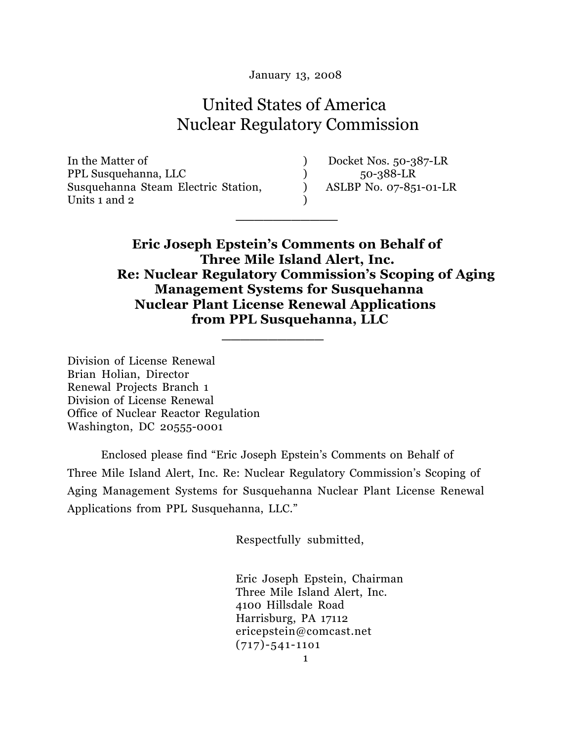January 13, 2008

# United States of America
# Nuclear Regulatory Commission

| | | |
|---|---|---|
| In the Matter of | ) | Docket Nos. 50-387-LR |
| PPL Susquehanna, LLC | ) | 50-388-LR |
| Susquehanna Steam Electric Station, | ) | ASLBP No. 07-851-01-LR |
| Units 1 and 2 | ) | |

______________

**Eric Joseph Epstein's Comments on Behalf of Three Mile Island Alert, Inc. Re: Nuclear Regulatory Commission's Scoping of Aging Management Systems for Susquehanna Nuclear Plant License Renewal Applications from PPL Susquehanna, LLC**

______________

Division of License Renewal
Brian Holian, Director
Renewal Projects Branch 1
Division of License Renewal
Office of Nuclear Reactor Regulation
Washington, DC 20555-0001

Enclosed please find "Eric Joseph Epstein's Comments on Behalf of Three Mile Island Alert, Inc. Re: Nuclear Regulatory Commission's Scoping of Aging Management Systems for Susquehanna Nuclear Plant License Renewal Applications from PPL Susquehanna, LLC."

Respectfully submitted,

Eric Joseph Epstein, Chairman
Three Mile Island Alert, Inc.
4100 Hillsdale Road
Harrisburg, PA 17112
ericepstein@comcast.net
(717)-541-1101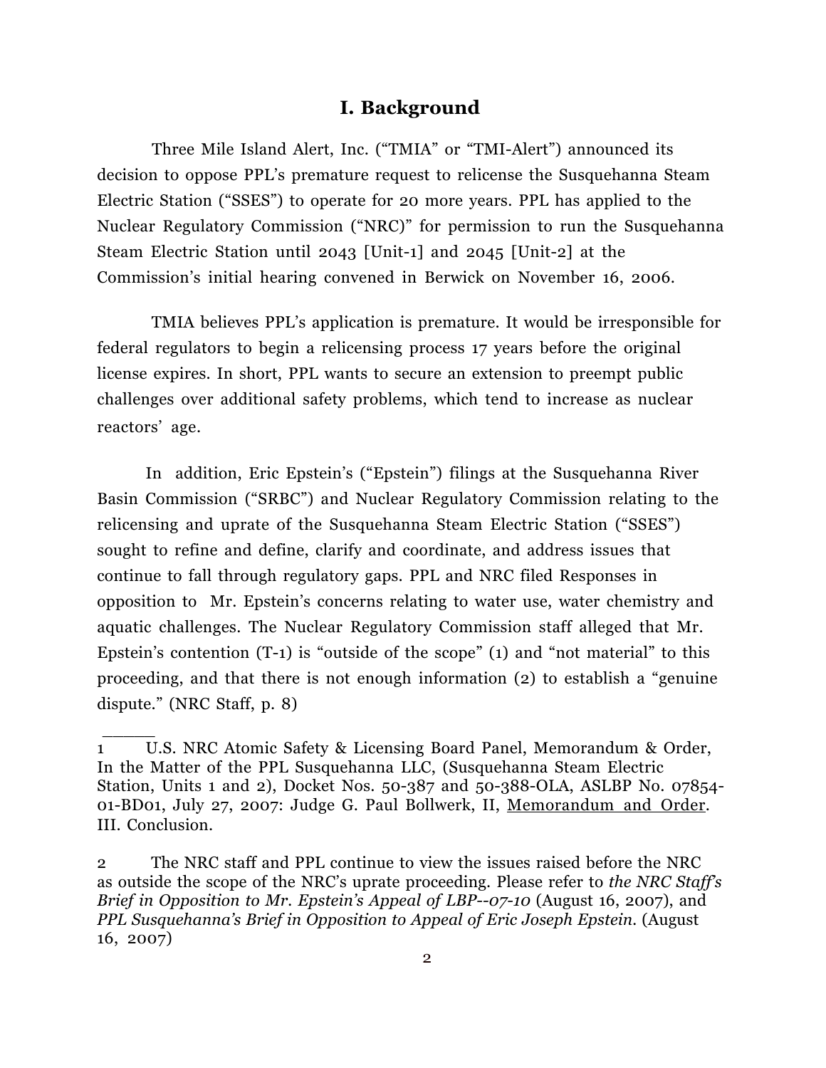## I. Background

Three Mile Island Alert, Inc. ("TMIA" or "TMI-Alert") announced its decision to oppose PPL's premature request to relicense the Susquehanna Steam Electric Station ("SSES") to operate for 20 more years. PPL has applied to the Nuclear Regulatory Commission ("NRC)" for permission to run the Susquehanna Steam Electric Station until 2043 [Unit-1] and 2045 [Unit-2] at the Commission's initial hearing convened in Berwick on November 16, 2006.

TMIA believes PPL's application is premature. It would be irresponsible for federal regulators to begin a relicensing process 17 years before the original license expires. In short, PPL wants to secure an extension to preempt public challenges over additional safety problems, which tend to increase as nuclear reactors' age.

In addition, Eric Epstein's ("Epstein") filings at the Susquehanna River Basin Commission ("SRBC") and Nuclear Regulatory Commission relating to the relicensing and uprate of the Susquehanna Steam Electric Station ("SSES") sought to refine and define, clarify and coordinate, and address issues that continue to fall through regulatory gaps. PPL and NRC filed Responses in opposition to Mr. Epstein's concerns relating to water use, water chemistry and aquatic challenges. The Nuclear Regulatory Commission staff alleged that Mr. Epstein's contention (T-1) is "outside of the scope" (1) and "not material" to this proceeding, and that there is not enough information (2) to establish a "genuine dispute." (NRC Staff, p. 8)

______

1 U.S. NRC Atomic Safety & Licensing Board Panel, Memorandum & Order, In the Matter of the PPL Susquehanna LLC, (Susquehanna Steam Electric Station, Units 1 and 2), Docket Nos. 50-387 and 50-388-OLA, ASLBP No. 07854-01-BD01, July 27, 2007: Judge G. Paul Bollwerk, II, Memorandum and Order. III. Conclusion.

2 The NRC staff and PPL continue to view the issues raised before the NRC as outside the scope of the NRC's uprate proceeding. Please refer to *the NRC Staff's Brief in Opposition to Mr. Epstein's Appeal of LBP--07-10* (August 16, 2007), and *PPL Susquehanna's Brief in Opposition to Appeal of Eric Joseph Epstein*. (August 16, 2007)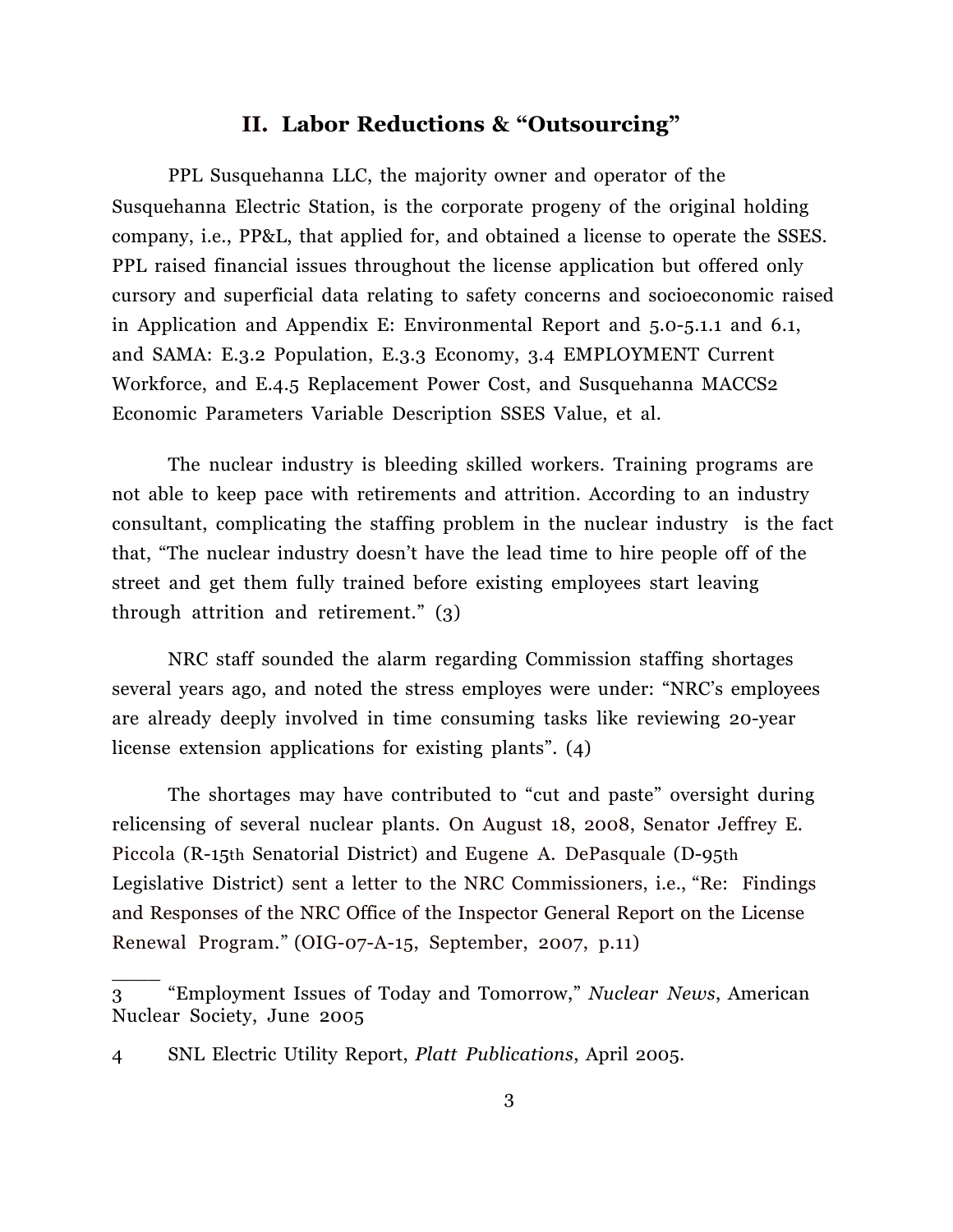## II. Labor Reductions & "Outsourcing"

PPL Susquehanna LLC, the majority owner and operator of the Susquehanna Electric Station, is the corporate progeny of the original holding company, i.e., PP&L, that applied for, and obtained a license to operate the SSES. PPL raised financial issues throughout the license application but offered only cursory and superficial data relating to safety concerns and socioeconomic raised in Application and Appendix E: Environmental Report and 5.0-5.1.1 and 6.1, and SAMA: E.3.2 Population, E.3.3 Economy, 3.4 EMPLOYMENT Current Workforce, and E.4.5 Replacement Power Cost, and Susquehanna MACCS2 Economic Parameters Variable Description SSES Value, et al.

The nuclear industry is bleeding skilled workers. Training programs are not able to keep pace with retirements and attrition. According to an industry consultant, complicating the staffing problem in the nuclear industry is the fact that, "The nuclear industry doesn't have the lead time to hire people off of the street and get them fully trained before existing employees start leaving through attrition and retirement." (3)

NRC staff sounded the alarm regarding Commission staffing shortages several years ago, and noted the stress employes were under: "NRC's employees are already deeply involved in time consuming tasks like reviewing 20-year license extension applications for existing plants". (4)

The shortages may have contributed to "cut and paste" oversight during relicensing of several nuclear plants. On August 18, 2008, Senator Jeffrey E. Piccola (R-15th Senatorial District) and Eugene A. DePasquale (D-95th Legislative District) sent a letter to the NRC Commissioners, i.e., "Re: Findings and Responses of the NRC Office of the Inspector General Report on the License Renewal Program." (OIG-07-A-15, September, 2007, p.11)

---

3 "Employment Issues of Today and Tomorrow," *Nuclear News*, American Nuclear Society, June 2005

4 SNL Electric Utility Report, *Platt Publications*, April 2005.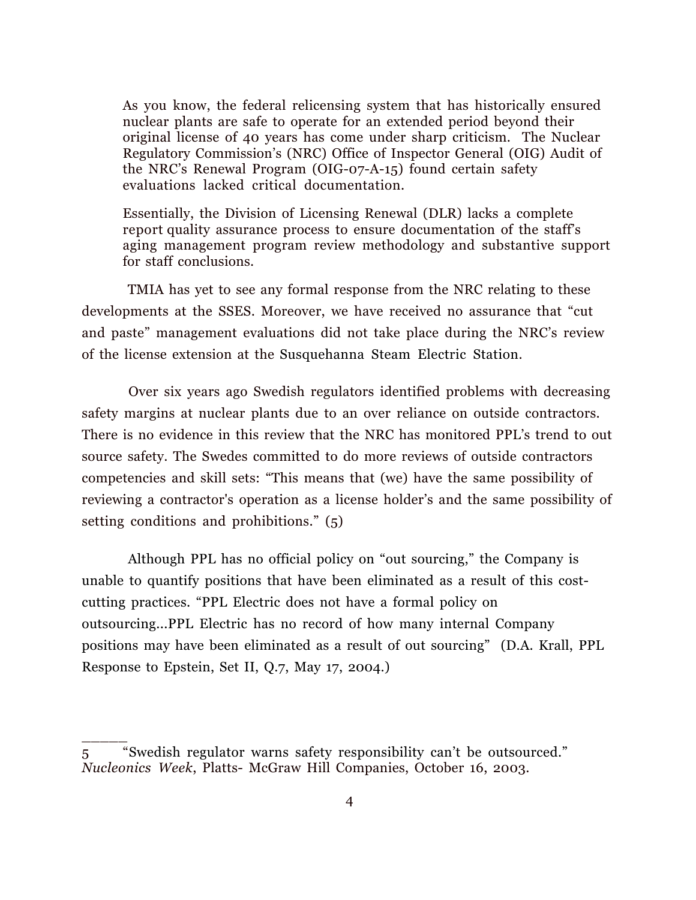> As you know, the federal relicensing system that has historically ensured nuclear plants are safe to operate for an extended period beyond their original license of 40 years has come under sharp criticism. The Nuclear Regulatory Commission's (NRC) Office of Inspector General (OIG) Audit of the NRC's Renewal Program (OIG-07-A-15) found certain safety evaluations lacked critical documentation.
>
> Essentially, the Division of Licensing Renewal (DLR) lacks a complete report quality assurance process to ensure documentation of the staff's aging management program review methodology and substantive support for staff conclusions.

TMIA has yet to see any formal response from the NRC relating to these developments at the SSES. Moreover, we have received no assurance that "cut and paste" management evaluations did not take place during the NRC's review of the license extension at the Susquehanna Steam Electric Station.

Over six years ago Swedish regulators identified problems with decreasing safety margins at nuclear plants due to an over reliance on outside contractors. There is no evidence in this review that the NRC has monitored PPL's trend to out source safety. The Swedes committed to do more reviews of outside contractors competencies and skill sets: "This means that (we) have the same possibility of reviewing a contractor's operation as a license holder's and the same possibility of setting conditions and prohibitions." (5)

Although PPL has no official policy on "out sourcing," the Company is unable to quantify positions that have been eliminated as a result of this cost-cutting practices. "PPL Electric does not have a formal policy on outsourcing...PPL Electric has no record of how many internal Company positions may have been eliminated as a result of out sourcing" (D.A. Krall, PPL Response to Epstein, Set II, Q.7, May 17, 2004.)

______

5 "Swedish regulator warns safety responsibility can't be outsourced." *Nucleonics Week*, Platts- McGraw Hill Companies, October 16, 2003.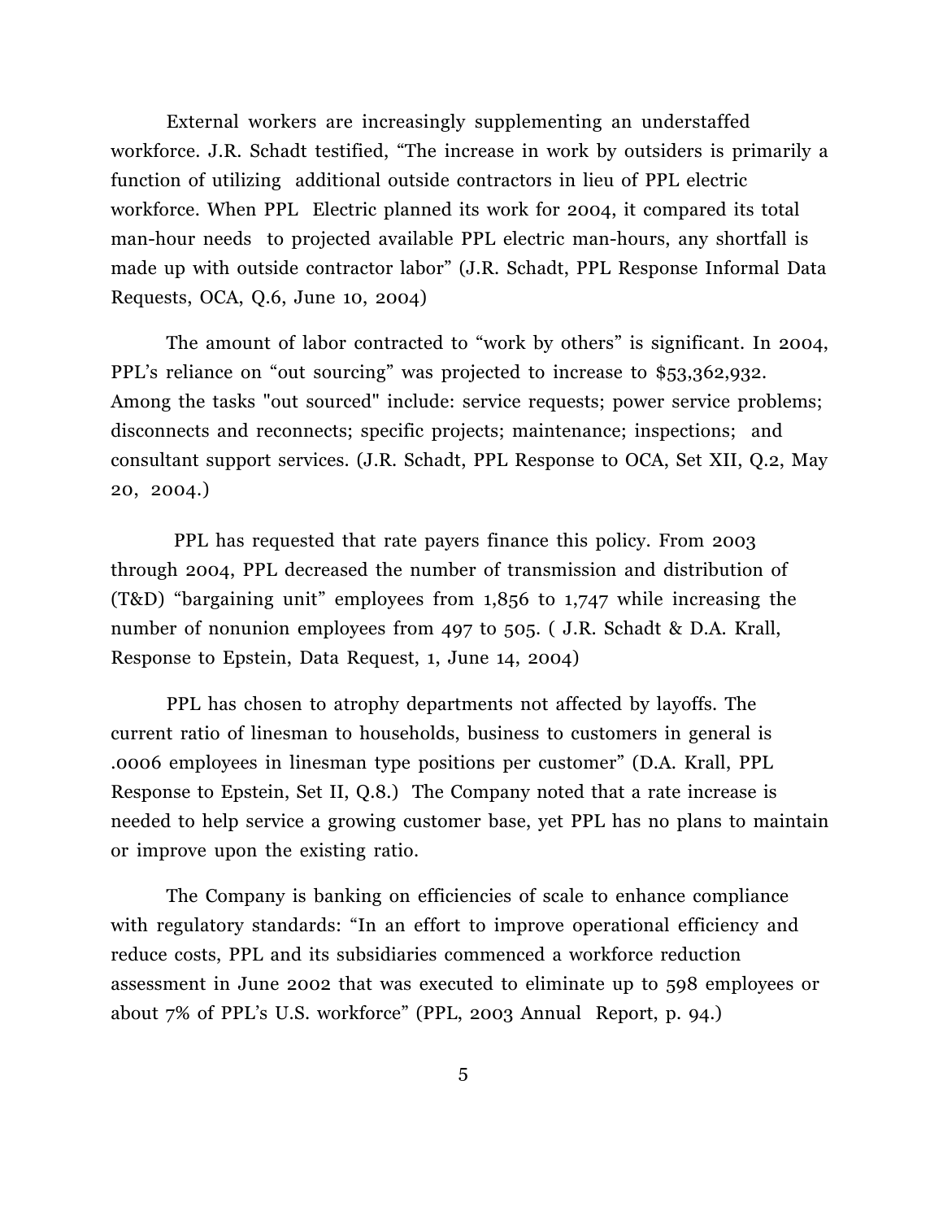External workers are increasingly supplementing an understaffed workforce. J.R. Schadt testified, "The increase in work by outsiders is primarily a function of utilizing additional outside contractors in lieu of PPL electric workforce. When PPL Electric planned its work for 2004, it compared its total man-hour needs to projected available PPL electric man-hours, any shortfall is made up with outside contractor labor" (J.R. Schadt, PPL Response Informal Data Requests, OCA, Q.6, June 10, 2004)

The amount of labor contracted to "work by others" is significant. In 2004, PPL's reliance on "out sourcing" was projected to increase to $53,362,932. Among the tasks "out sourced" include: service requests; power service problems; disconnects and reconnects; specific projects; maintenance; inspections; and consultant support services. (J.R. Schadt, PPL Response to OCA, Set XII, Q.2, May 20, 2004.)

PPL has requested that rate payers finance this policy. From 2003 through 2004, PPL decreased the number of transmission and distribution of (T&D) "bargaining unit" employees from 1,856 to 1,747 while increasing the number of nonunion employees from 497 to 505. ( J.R. Schadt & D.A. Krall, Response to Epstein, Data Request, 1, June 14, 2004)

PPL has chosen to atrophy departments not affected by layoffs. The current ratio of linesman to households, business to customers in general is .0006 employees in linesman type positions per customer" (D.A. Krall, PPL Response to Epstein, Set II, Q.8.) The Company noted that a rate increase is needed to help service a growing customer base, yet PPL has no plans to maintain or improve upon the existing ratio.

The Company is banking on efficiencies of scale to enhance compliance with regulatory standards: "In an effort to improve operational efficiency and reduce costs, PPL and its subsidiaries commenced a workforce reduction assessment in June 2002 that was executed to eliminate up to 598 employees or about 7% of PPL's U.S. workforce" (PPL, 2003 Annual Report, p. 94.)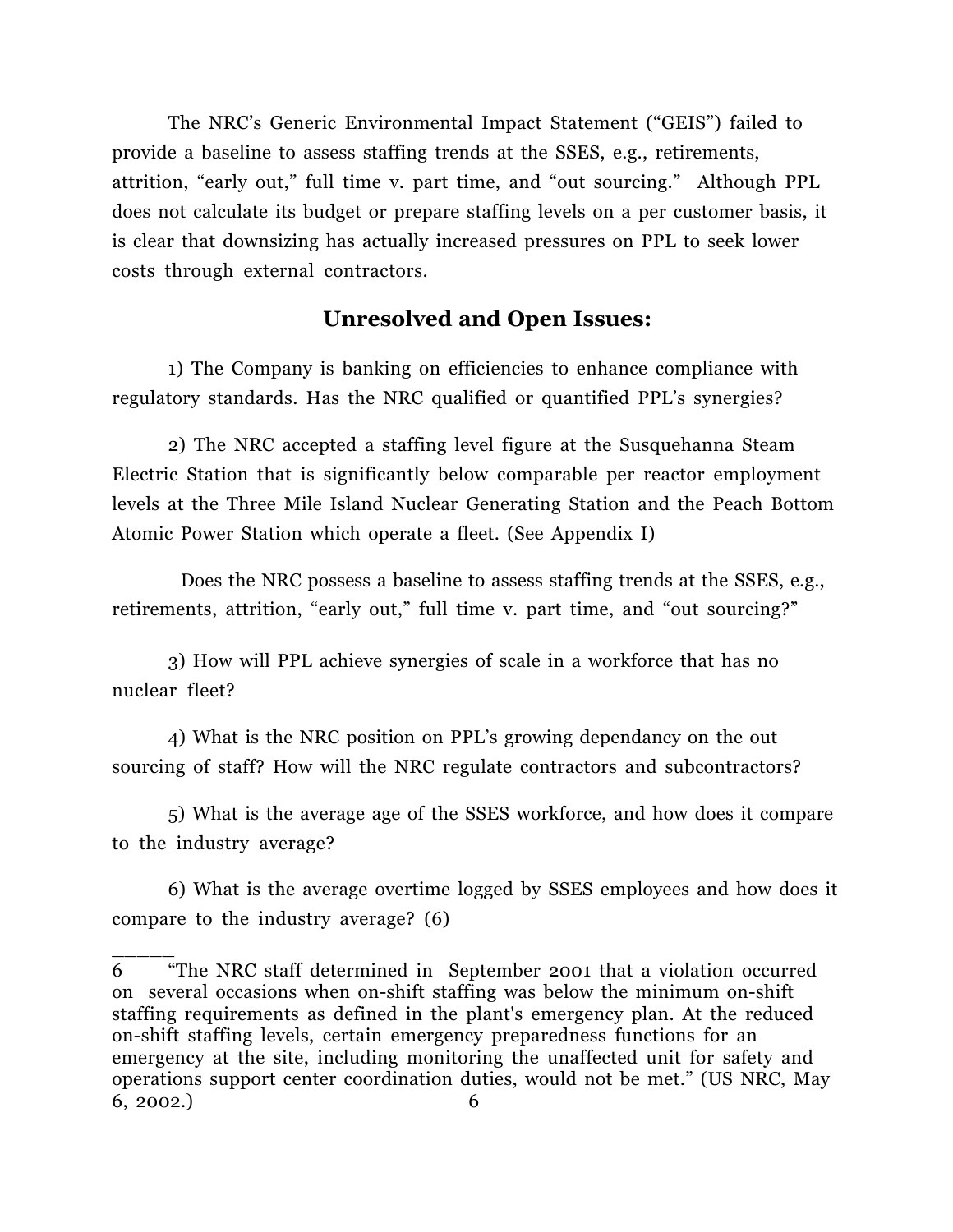The NRC's Generic Environmental Impact Statement ("GEIS") failed to provide a baseline to assess staffing trends at the SSES, e.g., retirements, attrition, "early out," full time v. part time, and "out sourcing." Although PPL does not calculate its budget or prepare staffing levels on a per customer basis, it is clear that downsizing has actually increased pressures on PPL to seek lower costs through external contractors.

## Unresolved and Open Issues:

1) The Company is banking on efficiencies to enhance compliance with regulatory standards. Has the NRC qualified or quantified PPL's synergies?

2) The NRC accepted a staffing level figure at the Susquehanna Steam Electric Station that is significantly below comparable per reactor employment levels at the Three Mile Island Nuclear Generating Station and the Peach Bottom Atomic Power Station which operate a fleet. (See Appendix I)

Does the NRC possess a baseline to assess staffing trends at the SSES, e.g., retirements, attrition, "early out," full time v. part time, and "out sourcing?"

3) How will PPL achieve synergies of scale in a workforce that has no nuclear fleet?

4) What is the NRC position on PPL's growing dependancy on the out sourcing of staff? How will the NRC regulate contractors and subcontractors?

5) What is the average age of the SSES workforce, and how does it compare to the industry average?

6) What is the average overtime logged by SSES employees and how does it compare to the industry average? (6)

______

6 "The NRC staff determined in September 2001 that a violation occurred on several occasions when on-shift staffing was below the minimum on-shift staffing requirements as defined in the plant's emergency plan. At the reduced on-shift staffing levels, certain emergency preparedness functions for an emergency at the site, including monitoring the unaffected unit for safety and operations support center coordination duties, would not be met." (US NRC, May 6, 2002.)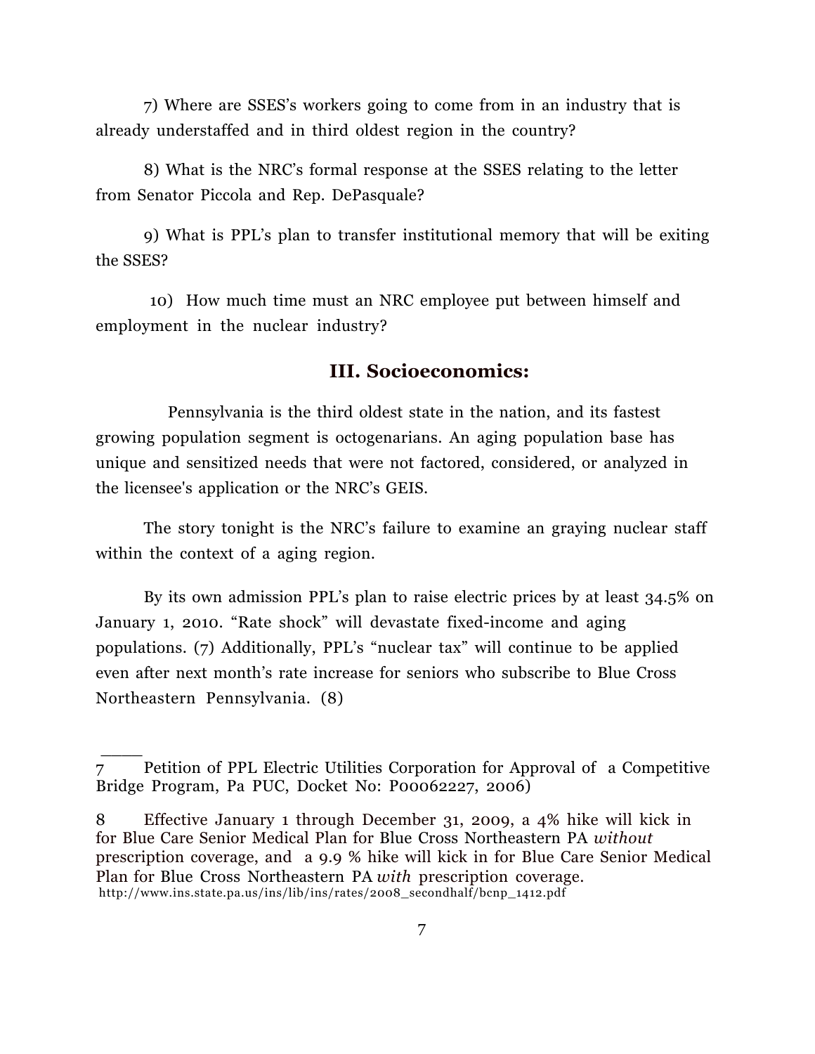7) Where are SSES's workers going to come from in an industry that is already understaffed and in third oldest region in the country?

8) What is the NRC's formal response at the SSES relating to the letter from Senator Piccola and Rep. DePasquale?

9) What is PPL's plan to transfer institutional memory that will be exiting the SSES?

10) How much time must an NRC employee put between himself and employment in the nuclear industry?

## III. Socioeconomics:

Pennsylvania is the third oldest state in the nation, and its fastest growing population segment is octogenarians. An aging population base has unique and sensitized needs that were not factored, considered, or analyzed in the licensee's application or the NRC's GEIS.

The story tonight is the NRC's failure to examine an graying nuclear staff within the context of a aging region.

By its own admission PPL's plan to raise electric prices by at least 34.5% on January 1, 2010. "Rate shock" will devastate fixed-income and aging populations. (7) Additionally, PPL's "nuclear tax" will continue to be applied even after next month's rate increase for seniors who subscribe to Blue Cross Northeastern Pennsylvania. (8)

---

7 Petition of PPL Electric Utilities Corporation for Approval of a Competitive Bridge Program, Pa PUC, Docket No: P00062227, 2006)

8 Effective January 1 through December 31, 2009, a 4% hike will kick in for Blue Care Senior Medical Plan for Blue Cross Northeastern PA *without* prescription coverage, and a 9.9 % hike will kick in for Blue Care Senior Medical Plan for Blue Cross Northeastern PA *with* prescription coverage. http://www.ins.state.pa.us/ins/lib/ins/rates/2008_secondhalf/bcnp_1412.pdf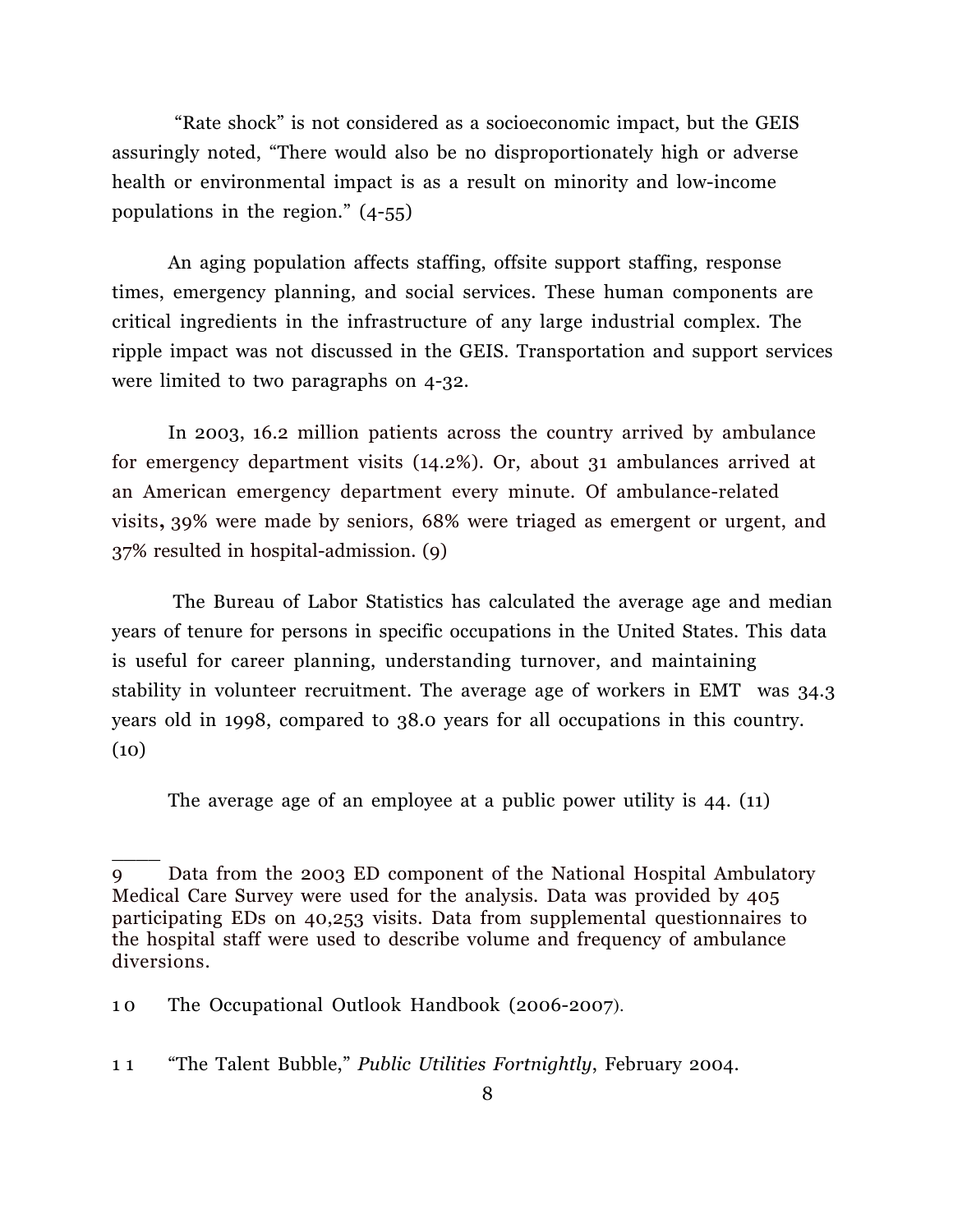"Rate shock" is not considered as a socioeconomic impact, but the GEIS assuringly noted, "There would also be no disproportionately high or adverse health or environmental impact is as a result on minority and low-income populations in the region." (4-55)

An aging population affects staffing, offsite support staffing, response times, emergency planning, and social services. These human components are critical ingredients in the infrastructure of any large industrial complex. The ripple impact was not discussed in the GEIS. Transportation and support services were limited to two paragraphs on 4-32.

In 2003, 16.2 million patients across the country arrived by ambulance for emergency department visits (14.2%). Or, about 31 ambulances arrived at an American emergency department every minute. Of ambulance-related visits**,** 39% were made by seniors, 68% were triaged as emergent or urgent, and 37% resulted in hospital-admission. (9)

The Bureau of Labor Statistics has calculated the average age and median years of tenure for persons in specific occupations in the United States. This data is useful for career planning, understanding turnover, and maintaining stability in volunteer recruitment. The average age of workers in EMT was 34.3 years old in 1998, compared to 38.0 years for all occupations in this country. (10)

The average age of an employee at a public power utility is 44. (11)

---

9 Data from the 2003 ED component of the National Hospital Ambulatory Medical Care Survey were used for the analysis. Data was provided by 405 participating EDs on 40,253 visits. Data from supplemental questionnaires to the hospital staff were used to describe volume and frequency of ambulance diversions.

10 The Occupational Outlook Handbook (2006-2007).

11 "The Talent Bubble," *Public Utilities Fortnightly*, February 2004.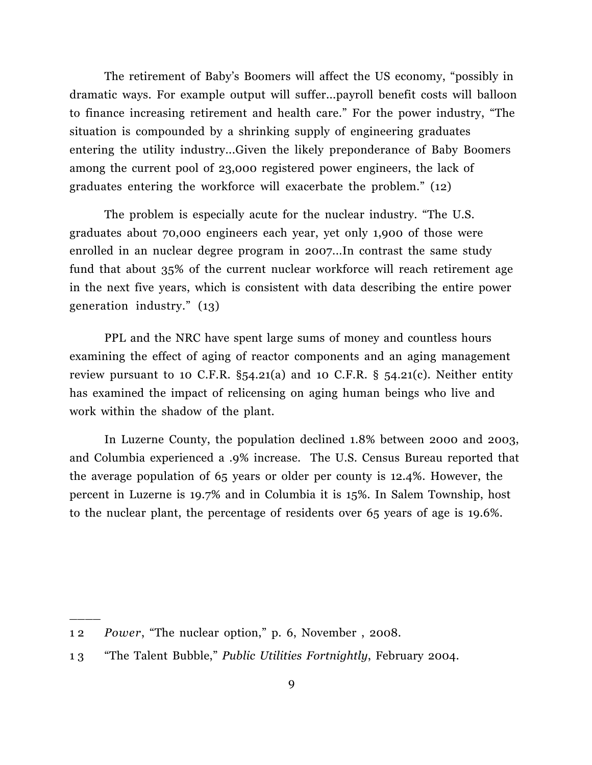The retirement of Baby's Boomers will affect the US economy, "possibly in dramatic ways. For example output will suffer...payroll benefit costs will balloon to finance increasing retirement and health care." For the power industry, "The situation is compounded by a shrinking supply of engineering graduates entering the utility industry...Given the likely preponderance of Baby Boomers among the current pool of 23,000 registered power engineers, the lack of graduates entering the workforce will exacerbate the problem." (12)

The problem is especially acute for the nuclear industry. "The U.S. graduates about 70,000 engineers each year, yet only 1,900 of those were enrolled in an nuclear degree program in 2007...In contrast the same study fund that about 35% of the current nuclear workforce will reach retirement age in the next five years, which is consistent with data describing the entire power generation industry." (13)

PPL and the NRC have spent large sums of money and countless hours examining the effect of aging of reactor components and an aging management review pursuant to 10 C.F.R. §54.21(a) and 10 C.F.R. § 54.21(c). Neither entity has examined the impact of relicensing on aging human beings who live and work within the shadow of the plant.

In Luzerne County, the population declined 1.8% between 2000 and 2003, and Columbia experienced a .9% increase. The U.S. Census Bureau reported that the average population of 65 years or older per county is 12.4%. However, the percent in Luzerne is 19.7% and in Columbia it is 15%. In Salem Township, host to the nuclear plant, the percentage of residents over 65 years of age is 19.6%.

---

12 *Power*, "The nuclear option," p. 6, November , 2008.

13 "The Talent Bubble," *Public Utilities Fortnightly*, February 2004.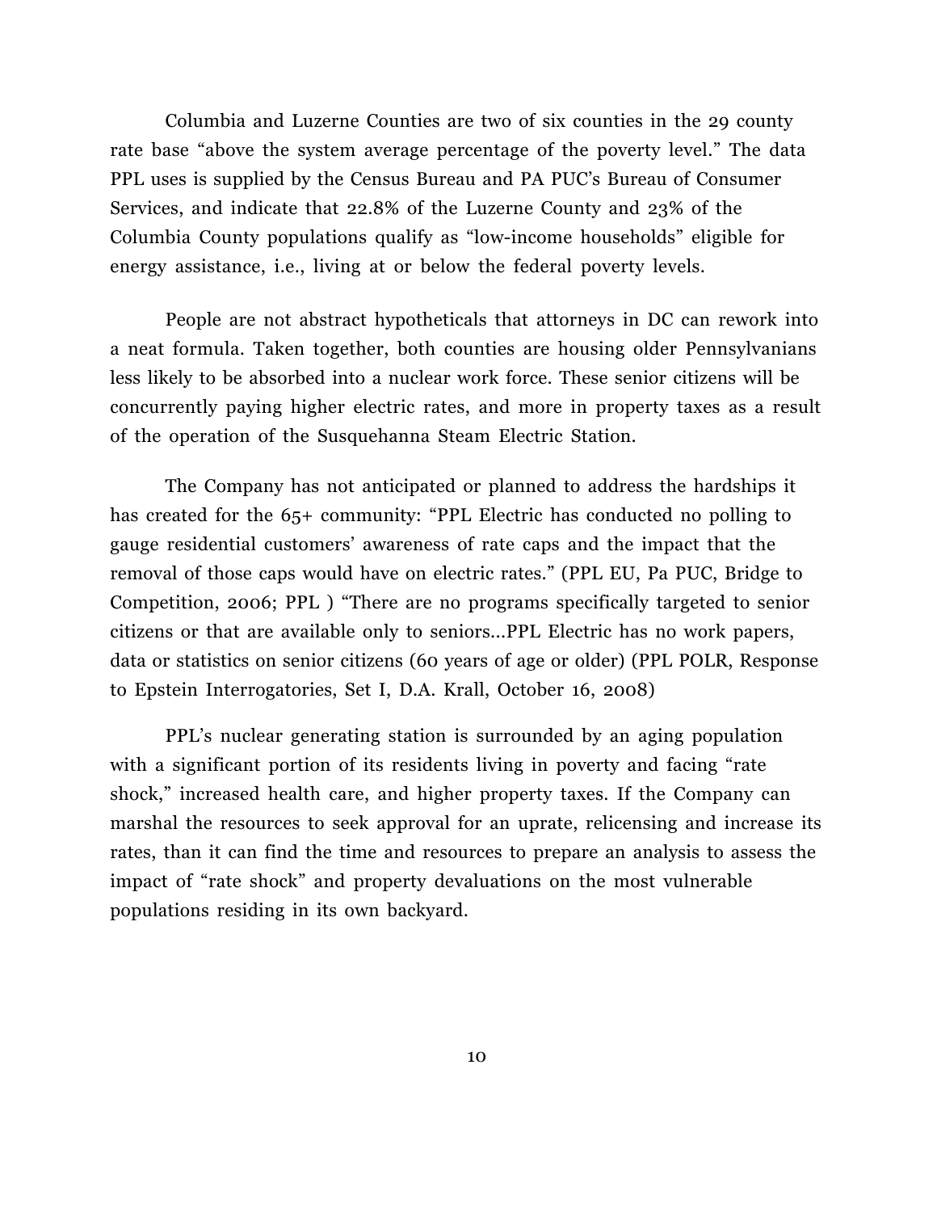Columbia and Luzerne Counties are two of six counties in the 29 county rate base "above the system average percentage of the poverty level." The data PPL uses is supplied by the Census Bureau and PA PUC's Bureau of Consumer Services, and indicate that 22.8% of the Luzerne County and 23% of the Columbia County populations qualify as "low-income households" eligible for energy assistance, i.e., living at or below the federal poverty levels.

People are not abstract hypotheticals that attorneys in DC can rework into a neat formula. Taken together, both counties are housing older Pennsylvanians less likely to be absorbed into a nuclear work force. These senior citizens will be concurrently paying higher electric rates, and more in property taxes as a result of the operation of the Susquehanna Steam Electric Station.

The Company has not anticipated or planned to address the hardships it has created for the 65+ community: "PPL Electric has conducted no polling to gauge residential customers' awareness of rate caps and the impact that the removal of those caps would have on electric rates." (PPL EU, Pa PUC, Bridge to Competition, 2006; PPL ) "There are no programs specifically targeted to senior citizens or that are available only to seniors...PPL Electric has no work papers, data or statistics on senior citizens (60 years of age or older) (PPL POLR, Response to Epstein Interrogatories, Set I, D.A. Krall, October 16, 2008)

PPL's nuclear generating station is surrounded by an aging population with a significant portion of its residents living in poverty and facing "rate shock," increased health care, and higher property taxes. If the Company can marshal the resources to seek approval for an uprate, relicensing and increase its rates, than it can find the time and resources to prepare an analysis to assess the impact of "rate shock" and property devaluations on the most vulnerable populations residing in its own backyard.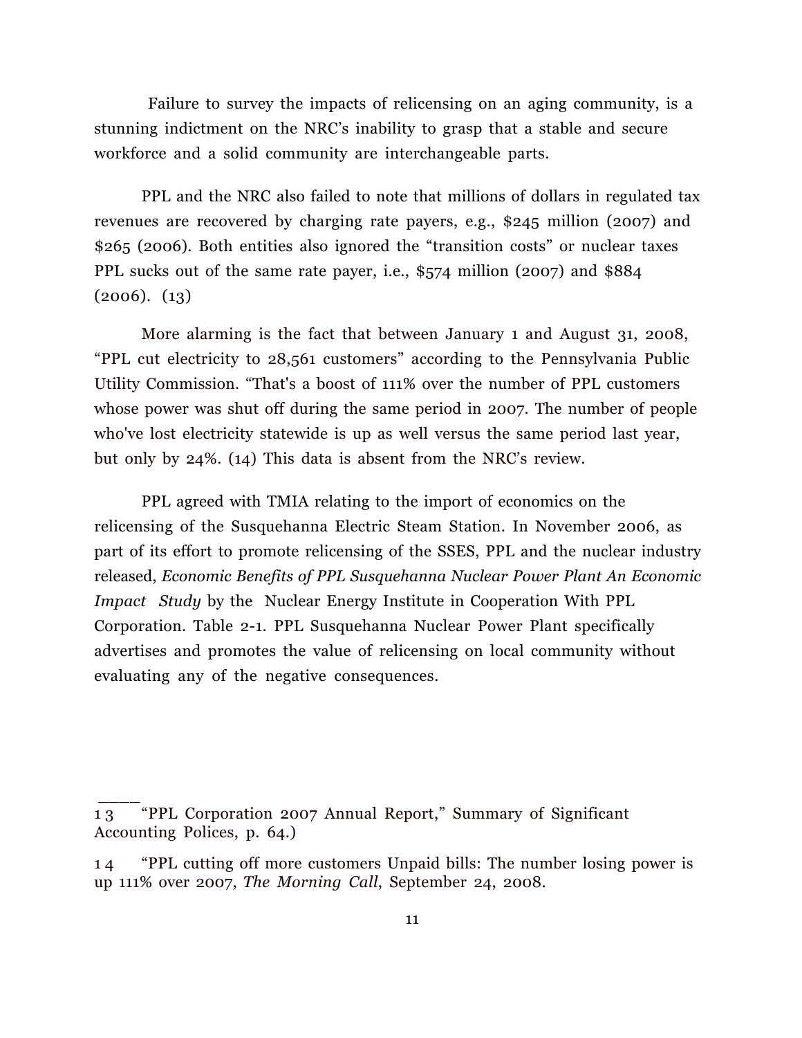Failure to survey the impacts of relicensing on an aging community, is a stunning indictment on the NRC's inability to grasp that a stable and secure workforce and a solid community are interchangeable parts.

PPL and the NRC also failed to note that millions of dollars in regulated tax revenues are recovered by charging rate payers, e.g., $245 million (2007) and $265 (2006). Both entities also ignored the "transition costs" or nuclear taxes PPL sucks out of the same rate payer, i.e., $574 million (2007) and $884 (2006). (13)

More alarming is the fact that between January 1 and August 31, 2008, "PPL cut electricity to 28,561 customers" according to the Pennsylvania Public Utility Commission. "That's a boost of 111% over the number of PPL customers whose power was shut off during the same period in 2007. The number of people who've lost electricity statewide is up as well versus the same period last year, but only by 24%. (14) This data is absent from the NRC's review.

PPL agreed with TMIA relating to the import of economics on the relicensing of the Susquehanna Electric Steam Station. In November 2006, as part of its effort to promote relicensing of the SSES, PPL and the nuclear industry released, *Economic Benefits of PPL Susquehanna Nuclear Power Plant An Economic Impact Study* by the Nuclear Energy Institute in Cooperation With PPL Corporation. Table 2-1. PPL Susquehanna Nuclear Power Plant specifically advertises and promotes the value of relicensing on local community without evaluating any of the negative consequences.

---

13 "PPL Corporation 2007 Annual Report," Summary of Significant Accounting Polices, p. 64.)

14 "PPL cutting off more customers Unpaid bills: The number losing power is up 111% over 2007, *The Morning Call*, September 24, 2008.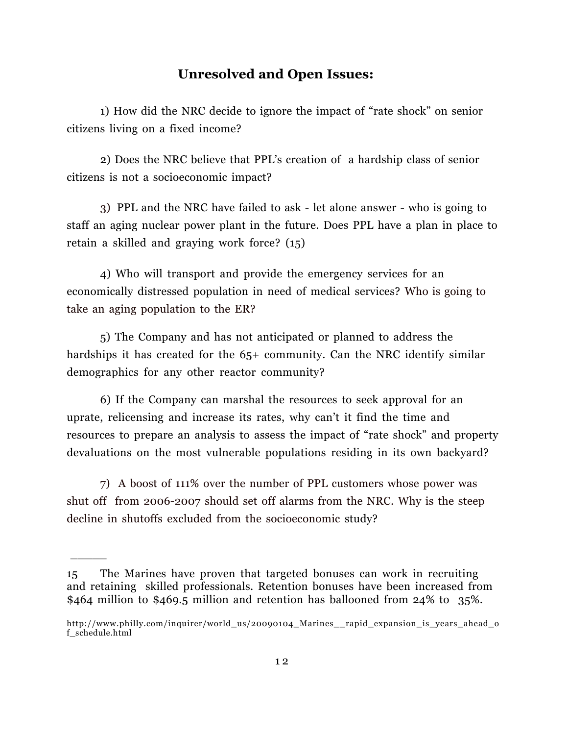## Unresolved and Open Issues:

1) How did the NRC decide to ignore the impact of "rate shock" on senior citizens living on a fixed income?

2) Does the NRC believe that PPL's creation of a hardship class of senior citizens is not a socioeconomic impact?

3) PPL and the NRC have failed to ask - let alone answer - who is going to staff an aging nuclear power plant in the future. Does PPL have a plan in place to retain a skilled and graying work force? (15)

4) Who will transport and provide the emergency services for an economically distressed population in need of medical services? Who is going to take an aging population to the ER?

5) The Company and has not anticipated or planned to address the hardships it has created for the 65+ community. Can the NRC identify similar demographics for any other reactor community?

6) If the Company can marshal the resources to seek approval for an uprate, relicensing and increase its rates, why can't it find the time and resources to prepare an analysis to assess the impact of "rate shock" and property devaluations on the most vulnerable populations residing in its own backyard?

7) A boost of 111% over the number of PPL customers whose power was shut off from 2006-2007 should set off alarms from the NRC. Why is the steep decline in shutoffs excluded from the socioeconomic study?

______

15 The Marines have proven that targeted bonuses can work in recruiting and retaining skilled professionals. Retention bonuses have been increased from $464 million to $469.5 million and retention has ballooned from 24% to 35%.

http://www.philly.com/inquirer/world_us/20090104_Marines__rapid_expansion_is_years_ahead_of_schedule.html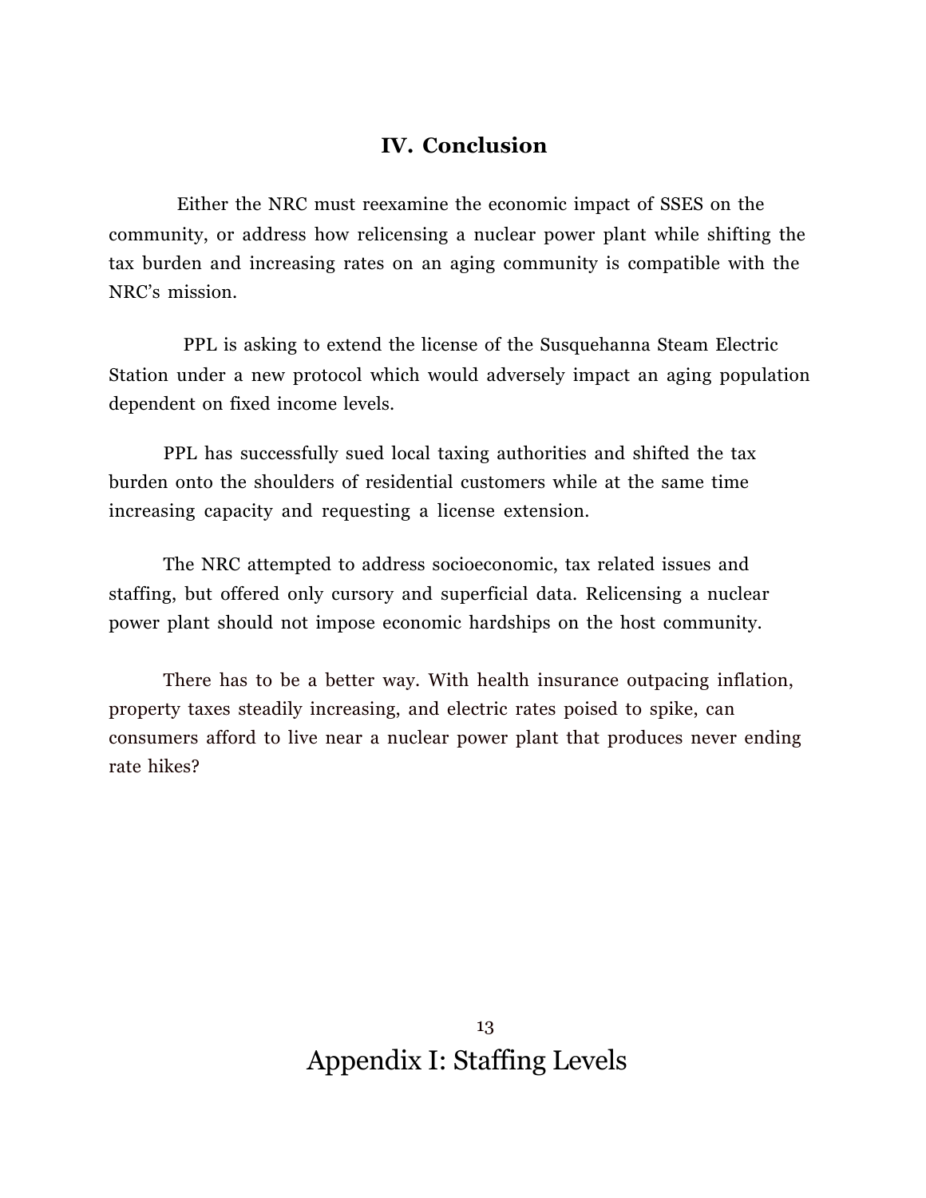## IV. Conclusion

Either the NRC must reexamine the economic impact of SSES on the community, or address how relicensing a nuclear power plant while shifting the tax burden and increasing rates on an aging community is compatible with the NRC's mission.

PPL is asking to extend the license of the Susquehanna Steam Electric Station under a new protocol which would adversely impact an aging population dependent on fixed income levels.

PPL has successfully sued local taxing authorities and shifted the tax burden onto the shoulders of residential customers while at the same time increasing capacity and requesting a license extension.

The NRC attempted to address socioeconomic, tax related issues and staffing, but offered only cursory and superficial data. Relicensing a nuclear power plant should not impose economic hardships on the host community.

There has to be a better way. With health insurance outpacing inflation, property taxes steadily increasing, and electric rates poised to spike, can consumers afford to live near a nuclear power plant that produces never ending rate hikes?

# Appendix I: Staffing Levels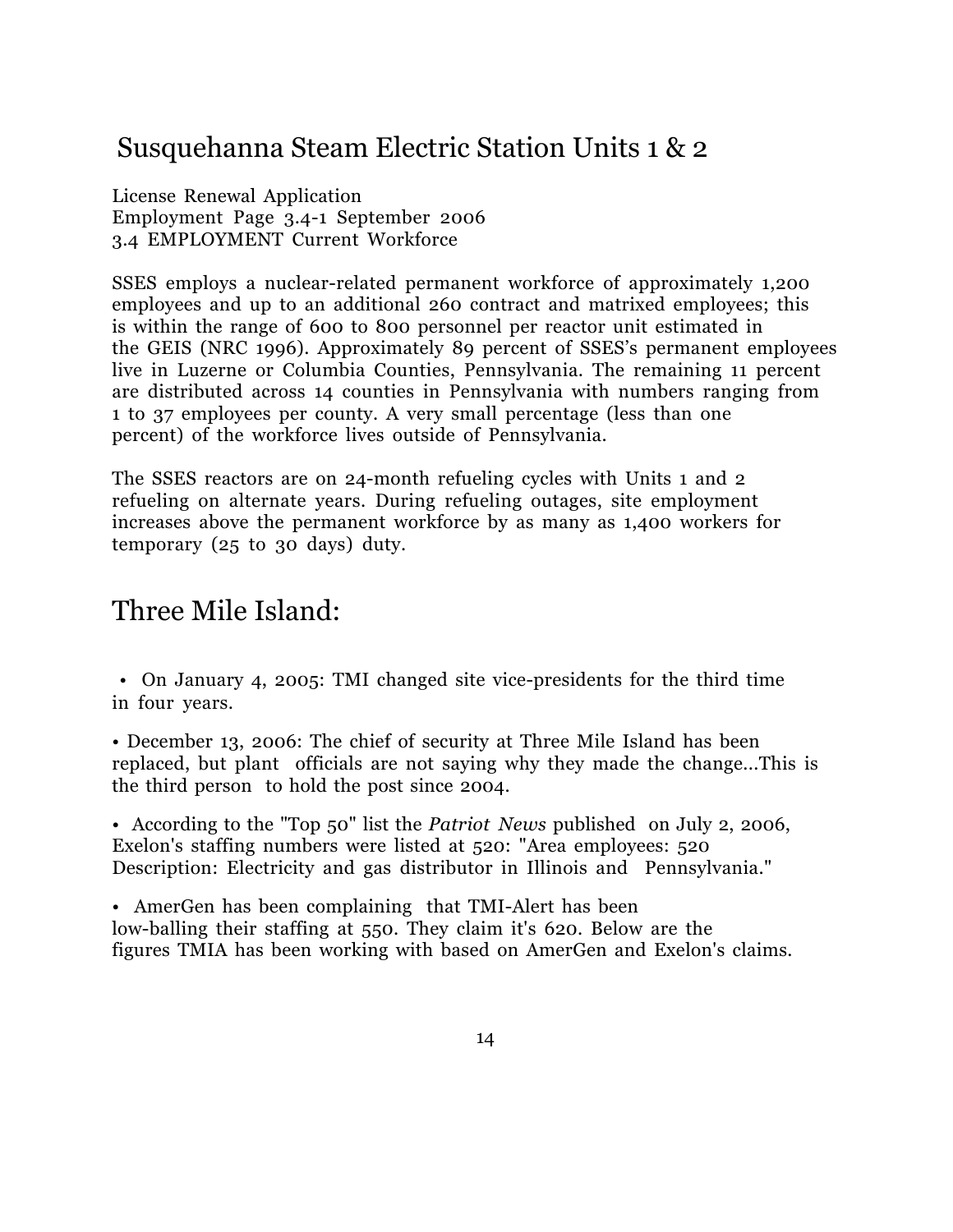## Susquehanna Steam Electric Station Units 1 & 2

License Renewal Application
Employment Page 3.4-1 September 2006
3.4 EMPLOYMENT Current Workforce

SSES employs a nuclear-related permanent workforce of approximately 1,200 employees and up to an additional 260 contract and matrixed employees; this is within the range of 600 to 800 personnel per reactor unit estimated in the GEIS (NRC 1996). Approximately 89 percent of SSES's permanent employees live in Luzerne or Columbia Counties, Pennsylvania. The remaining 11 percent are distributed across 14 counties in Pennsylvania with numbers ranging from 1 to 37 employees per county. A very small percentage (less than one percent) of the workforce lives outside of Pennsylvania.

The SSES reactors are on 24-month refueling cycles with Units 1 and 2 refueling on alternate years. During refueling outages, site employment increases above the permanent workforce by as many as 1,400 workers for temporary (25 to 30 days) duty.

## Three Mile Island:

- On January 4, 2005: TMI changed site vice-presidents for the third time in four years.

- December 13, 2006: The chief of security at Three Mile Island has been replaced, but plant officials are not saying why they made the change...This is the third person to hold the post since 2004.

- According to the "Top 50" list the *Patriot News* published on July 2, 2006, Exelon's staffing numbers were listed at 520: "Area employees: 520 Description: Electricity and gas distributor in Illinois and Pennsylvania."

- AmerGen has been complaining that TMI-Alert has been low-balling their staffing at 550. They claim it's 620. Below are the figures TMIA has been working with based on AmerGen and Exelon's claims.